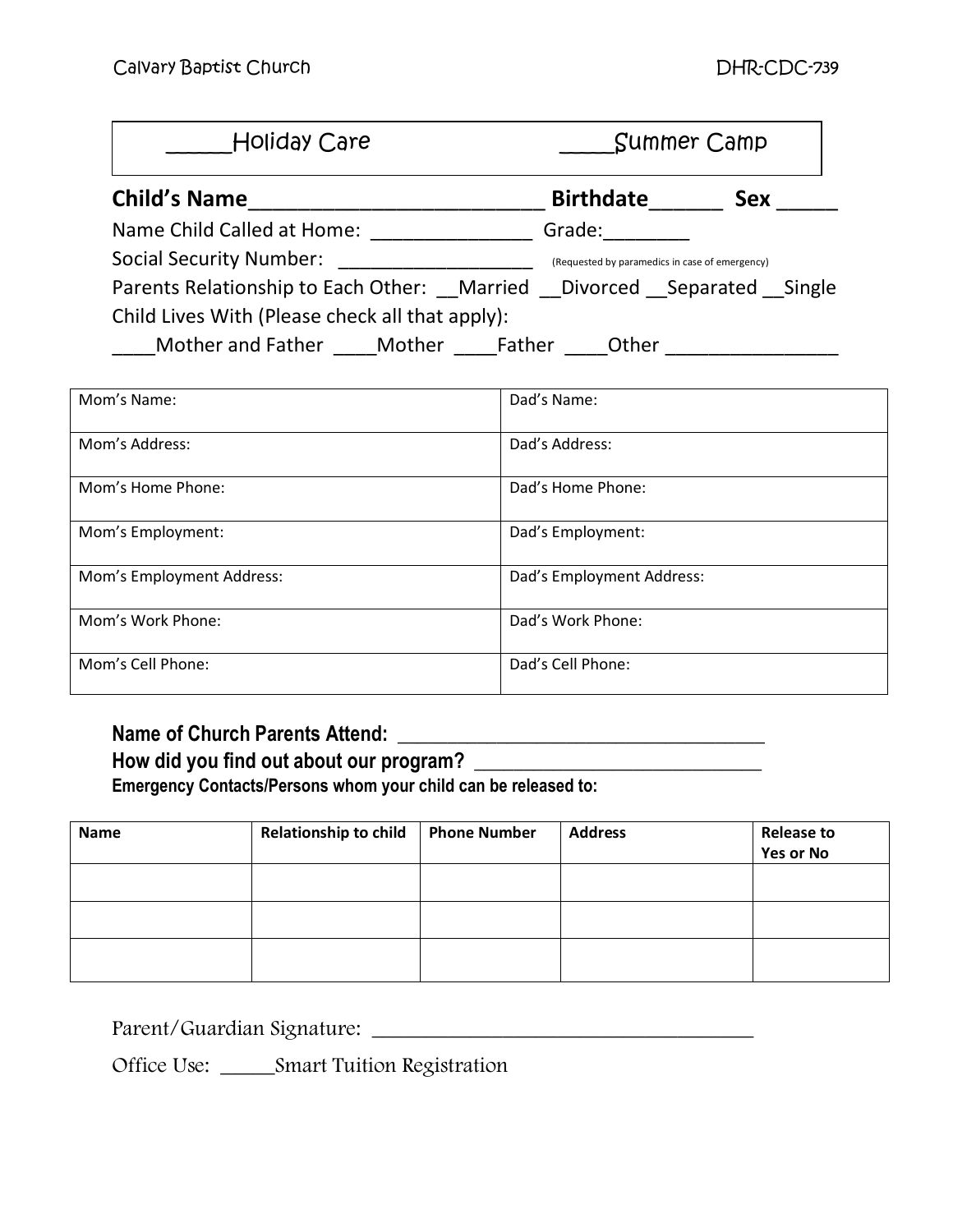Calvary Baptist Church DHR-CDC-739

_____Holiday Care _____Summer Camp

**Child's Name__________________________ Birthdate______ Sex _____**

Name Child Called at Home: _______________ Grade:________

Social Security Number: __________________ (Requested by paramedics in case of emergency)

Parents Relationship to Each Other: __Married __Divorced __Separated __Single

Child Lives With (Please check all that apply):

____Mother and Father ____Mother ____Father ____Other ________________

| | |
|---|---|
| Mom's Name: | Dad's Name: |
| Mom's Address: | Dad's Address: |
| Mom's Home Phone: | Dad's Home Phone: |
| Mom's Employment: | Dad's Employment: |
| Mom's Employment Address: | Dad's Employment Address: |
| Mom's Work Phone: | Dad's Work Phone: |
| Mom's Cell Phone: | Dad's Cell Phone: |

**Name of Church Parents Attend: ___________________________________**

**How did you find out about our program? ____________________________**

**Emergency Contacts/Persons whom your child can be released to:**

| Name | Relationship to child | Phone Number | Address | Release to Yes or No |
|---|---|---|---|---|
| | | | | |
| | | | | |
| | | | | |

Parent/Guardian Signature: _____________________________________

Office Use: _____Smart Tuition Registration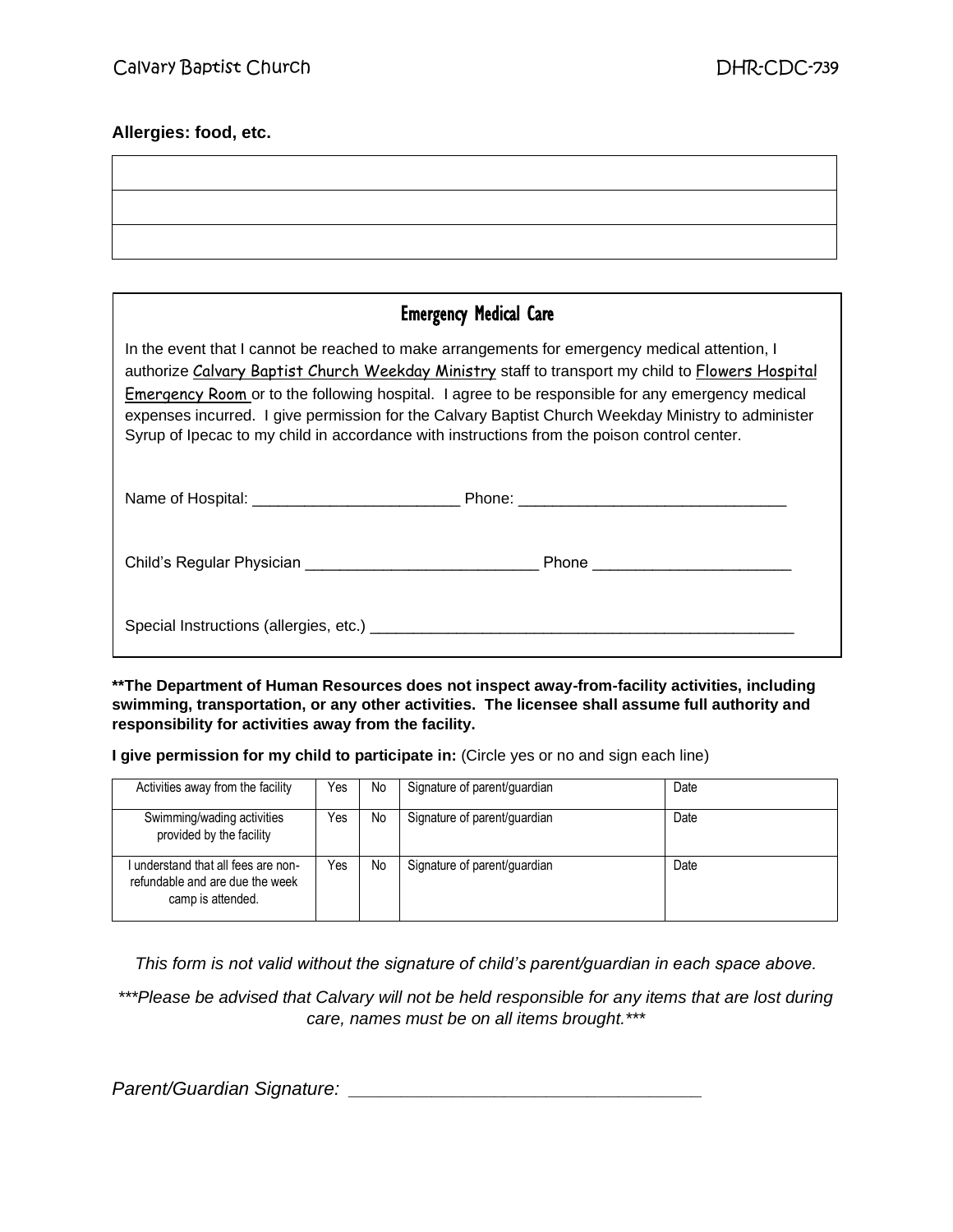**Allergies: food, etc.**

| |
|---|
| |
| |
| |

## Emergency Medical Care

In the event that I cannot be reached to make arrangements for emergency medical attention, I authorize Calvary Baptist Church Weekday Ministry staff to transport my child to Flowers Hospital Emergency Room or to the following hospital. I agree to be responsible for any emergency medical expenses incurred. I give permission for the Calvary Baptist Church Weekday Ministry to administer Syrup of Ipecac to my child in accordance with instructions from the poison control center.

Name of Hospital: ________________________ Phone: ______________________________

Child's Regular Physician ___________________________ Phone ______________________

Special Instructions (allergies, etc.) __________________________________________________

**\*\*The Department of Human Resources does not inspect away-from-facility activities, including swimming, transportation, or any other activities. The licensee shall assume full authority and responsibility for activities away from the facility.**

**I give permission for my child to participate in:** (Circle yes or no and sign each line)

| | | | | |
|---|---|---|---|---|
| Activities away from the facility | Yes | No | Signature of parent/guardian | Date |
| Swimming/wading activities provided by the facility | Yes | No | Signature of parent/guardian | Date |
| I understand that all fees are non-refundable and are due the week camp is attended. | Yes | No | Signature of parent/guardian | Date |

*This form is not valid without the signature of child's parent/guardian in each space above.*

*\*\*\*Please be advised that Calvary will not be held responsible for any items that are lost during care, names must be on all items brought.\*\*\**

*Parent/Guardian Signature:* ___________________________________